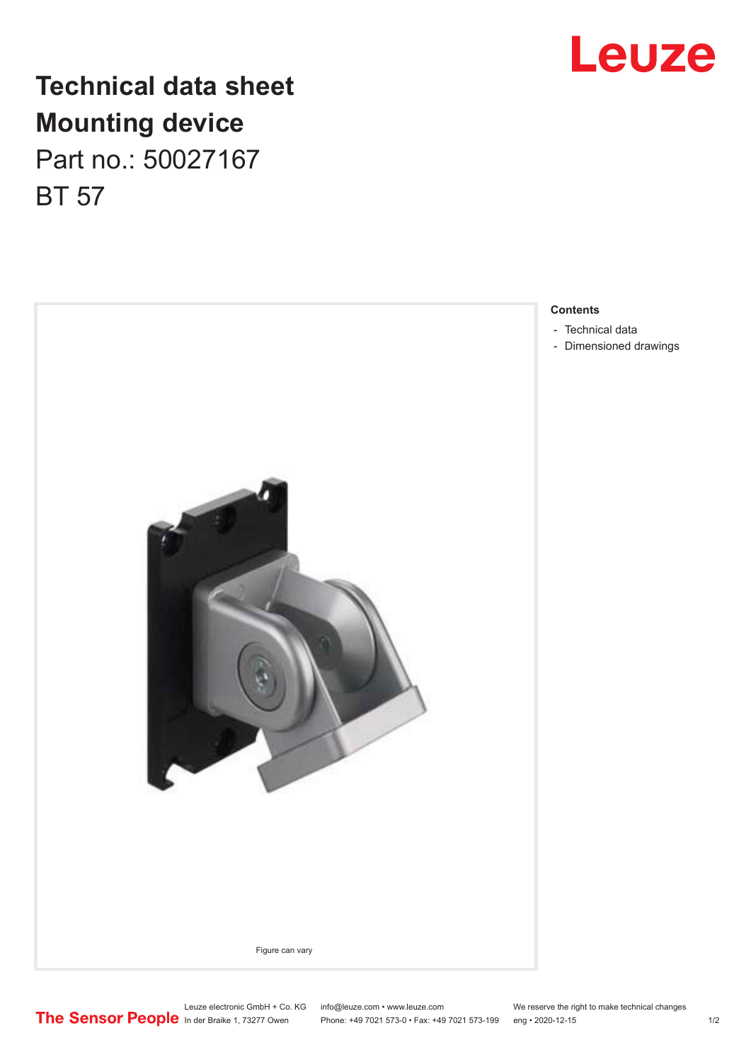# Technical data sheet
# Mounting device

Part no.: 50027167

BT 57

Figure can vary

**Contents**

- Technical data
- Dimensioned drawings

Leuze electronic GmbH + Co. KG
In der Braike 1, 73277 Owen

info@leuze.com • www.leuze.com
Phone: +49 7021 573-0 • Fax: +49 7021 573-199

We reserve the right to make technical changes
eng • 2020-12-15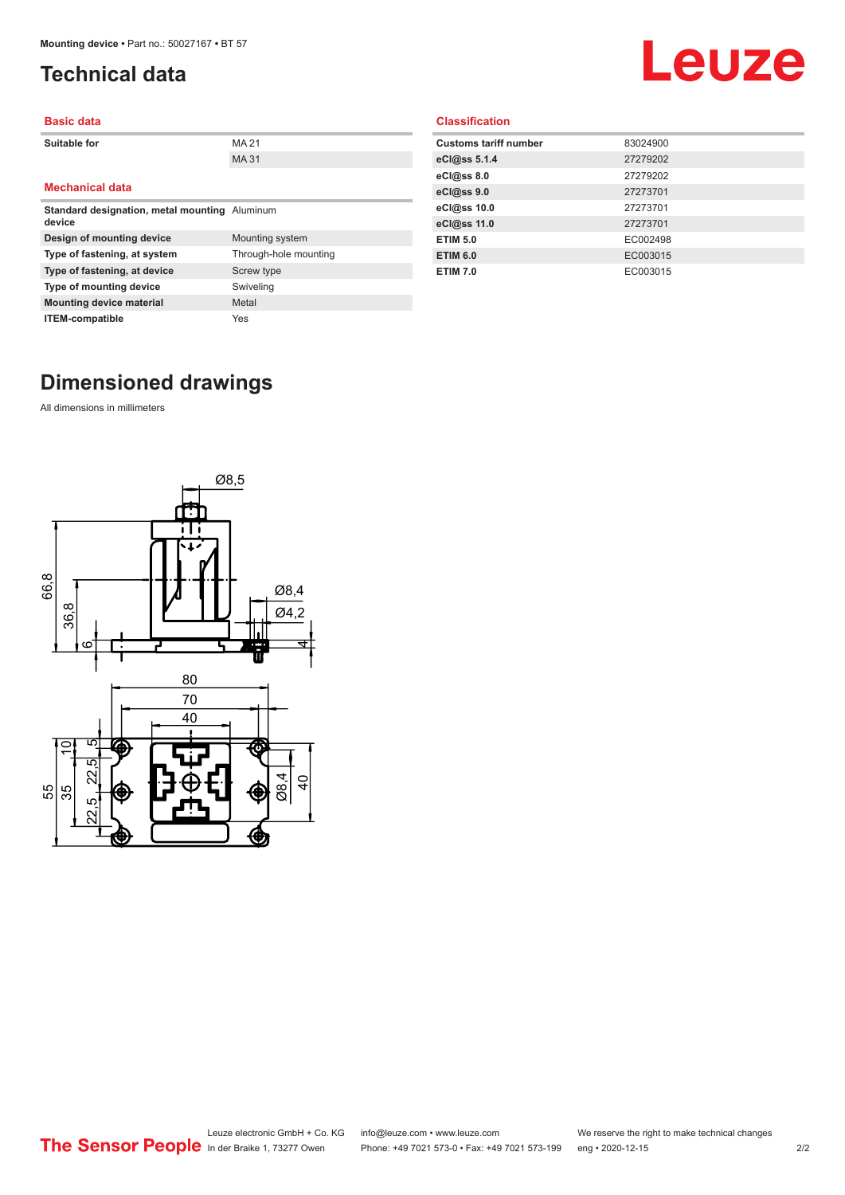# Technical data

## Basic data

| | |
|---|---|
| **Suitable for** | MA 21 |
| | MA 31 |

## Mechanical data

| | |
|---|---|
| **Standard designation, metal mounting device** | Aluminum |
| **Design of mounting device** | Mounting system |
| **Type of fastening, at system** | Through-hole mounting |
| **Type of fastening, at device** | Screw type |
| **Type of mounting device** | Swiveling |
| **Mounting device material** | Metal |
| **ITEM-compatible** | Yes |

## Classification

| | |
|---|---|
| **Customs tariff number** | 83024900 |
| **eCl@ss 5.1.4** | 27279202 |
| **eCl@ss 8.0** | 27279202 |
| **eCl@ss 9.0** | 27273701 |
| **eCl@ss 10.0** | 27273701 |
| **eCl@ss 11.0** | 27273701 |
| **ETIM 5.0** | EC002498 |
| **ETIM 6.0** | EC003015 |
| **ETIM 7.0** | EC003015 |

# Dimensioned drawings

All dimensions in millimeters

Ø8,5
66,8
36,8
6
Ø8,4
Ø4,2
4
80
70
40
55
35
10
5
22,5
22,5
Ø8,4
40